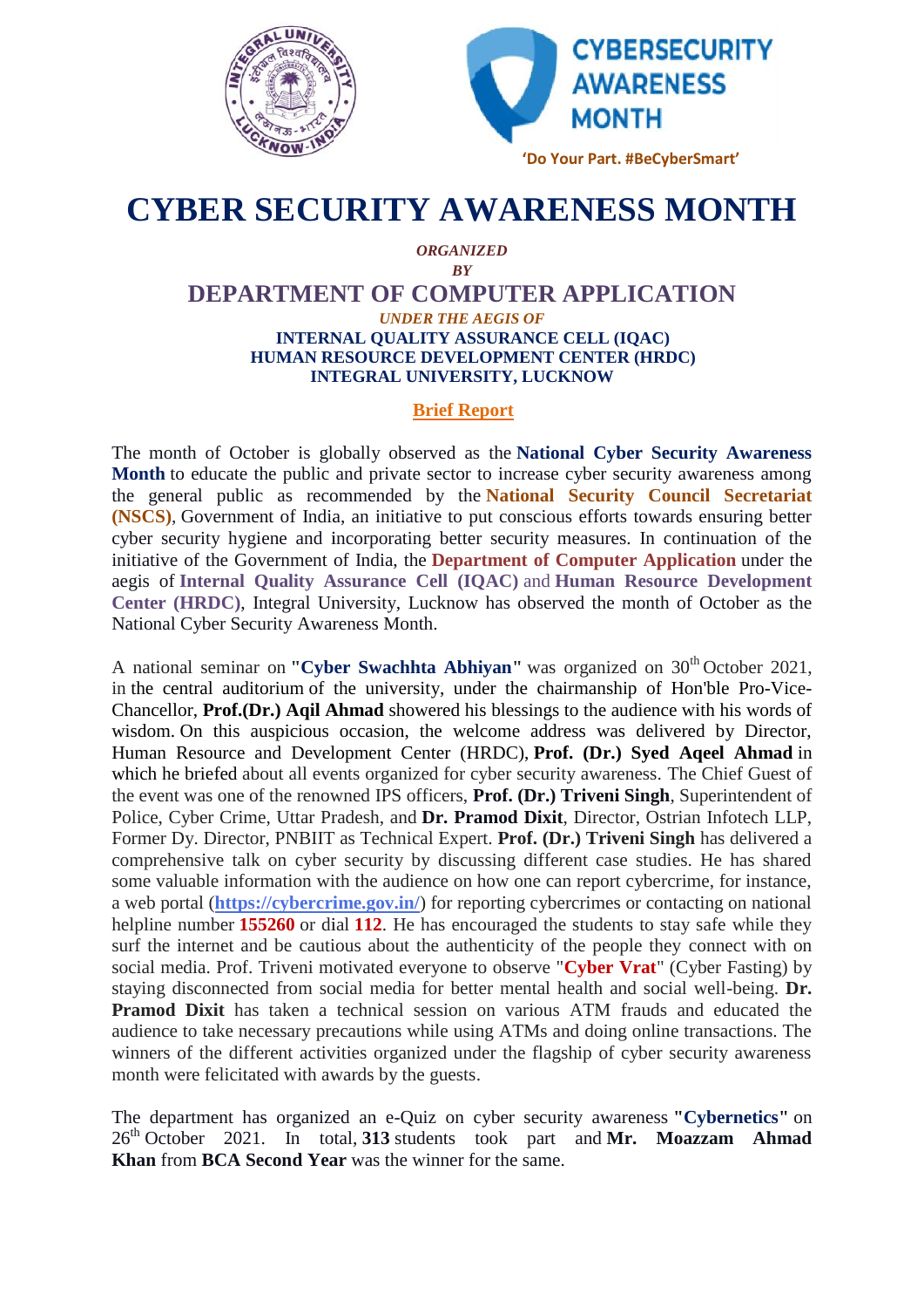CYBERSECURITY AWARENESS MONTH

'Do Your Part. #BeCyberSmart'

# CYBER SECURITY AWARENESS MONTH

*ORGANIZED*

*BY*

## DEPARTMENT OF COMPUTER APPLICATION

*UNDER THE AEGIS OF*

**INTERNAL QUALITY ASSURANCE CELL (IQAC)**
**HUMAN RESOURCE DEVELOPMENT CENTER (HRDC)**
**INTEGRAL UNIVERSITY, LUCKNOW**

**Brief Report**

The month of October is globally observed as the **National Cyber Security Awareness Month** to educate the public and private sector to increase cyber security awareness among the general public as recommended by the **National Security Council Secretariat (NSCS)**, Government of India, an initiative to put conscious efforts towards ensuring better cyber security hygiene and incorporating better security measures. In continuation of the initiative of the Government of India, the **Department of Computer Application** under the aegis of **Internal Quality Assurance Cell (IQAC)** and **Human Resource Development Center (HRDC)**, Integral University, Lucknow has observed the month of October as the National Cyber Security Awareness Month.

A national seminar on **"Cyber Swachhta Abhiyan"** was organized on 30th October 2021, in the central auditorium of the university, under the chairmanship of Hon'ble Pro-Vice-Chancellor, **Prof.(Dr.) Aqil Ahmad** showered his blessings to the audience with his words of wisdom. On this auspicious occasion, the welcome address was delivered by Director, Human Resource and Development Center (HRDC), **Prof. (Dr.) Syed Aqeel Ahmad** in which he briefed about all events organized for cyber security awareness. The Chief Guest of the event was one of the renowned IPS officers, **Prof. (Dr.) Triveni Singh**, Superintendent of Police, Cyber Crime, Uttar Pradesh, and **Dr. Pramod Dixit**, Director, Ostrian Infotech LLP, Former Dy. Director, PNBIIT as Technical Expert. **Prof. (Dr.) Triveni Singh** has delivered a comprehensive talk on cyber security by discussing different case studies. He has shared some valuable information with the audience on how one can report cybercrime, for instance, a web portal (**https://cybercrime.gov.in/**) for reporting cybercrimes or contacting on national helpline number **155260** or dial **112**. He has encouraged the students to stay safe while they surf the internet and be cautious about the authenticity of the people they connect with on social media. Prof. Triveni motivated everyone to observe "**Cyber Vrat**" (Cyber Fasting) by staying disconnected from social media for better mental health and social well-being. **Dr. Pramod Dixit** has taken a technical session on various ATM frauds and educated the audience to take necessary precautions while using ATMs and doing online transactions. The winners of the different activities organized under the flagship of cyber security awareness month were felicitated with awards by the guests.

The department has organized an e-Quiz on cyber security awareness **"Cybernetics"** on 26th October 2021. In total, **313** students took part and **Mr. Moazzam Ahmad Khan** from **BCA Second Year** was the winner for the same.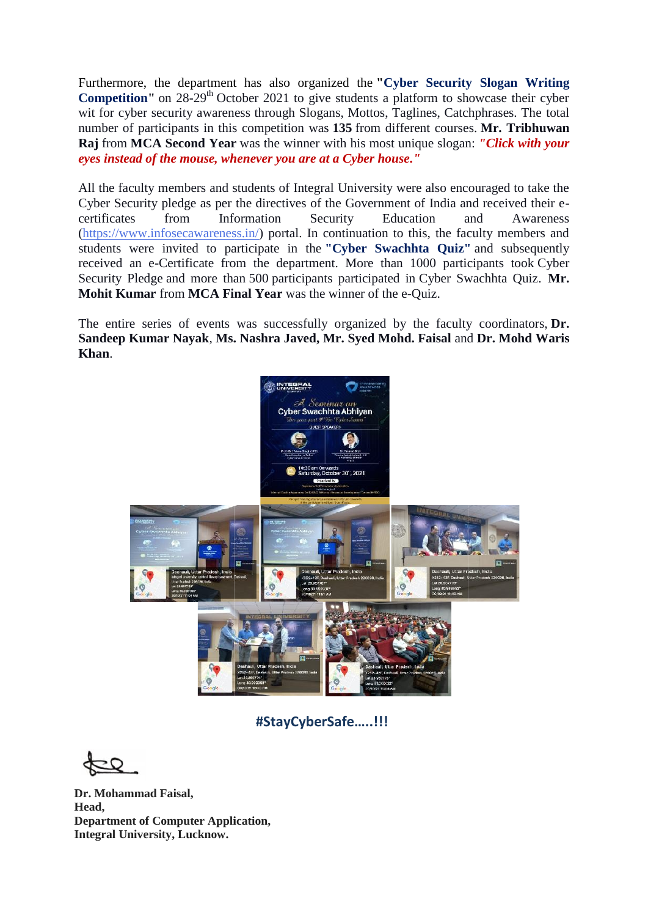Furthermore, the department has also organized the **"Cyber Security Slogan Writing Competition"** on 28-29th October 2021 to give students a platform to showcase their cyber wit for cyber security awareness through Slogans, Mottos, Taglines, Catchphrases. The total number of participants in this competition was **135** from different courses. **Mr. Tribhuwan Raj** from **MCA Second Year** was the winner with his most unique slogan: ***"Click with your eyes instead of the mouse, whenever you are at a Cyber house."***

All the faculty members and students of Integral University were also encouraged to take the Cyber Security pledge as per the directives of the Government of India and received their e-certificates from Information Security Education and Awareness (https://www.infosecawareness.in/) portal. In continuation to this, the faculty members and students were invited to participate in the **"Cyber Swachhta Quiz"** and subsequently received an e-Certificate from the department. More than 1000 participants took Cyber Security Pledge and more than 500 participants participated in Cyber Swachhta Quiz. **Mr. Mohit Kumar** from **MCA Final Year** was the winner of the e-Quiz.

The entire series of events was successfully organized by the faculty coordinators, **Dr. Sandeep Kumar Nayak**, **Ms. Nashra Javed, Mr. Syed Mohd. Faisal** and **Dr. Mohd Waris Khan**.

**#StayCyberSafe…..!!!**

**Dr. Mohammad Faisal,**
**Head,**
**Department of Computer Application,**
**Integral University, Lucknow.**